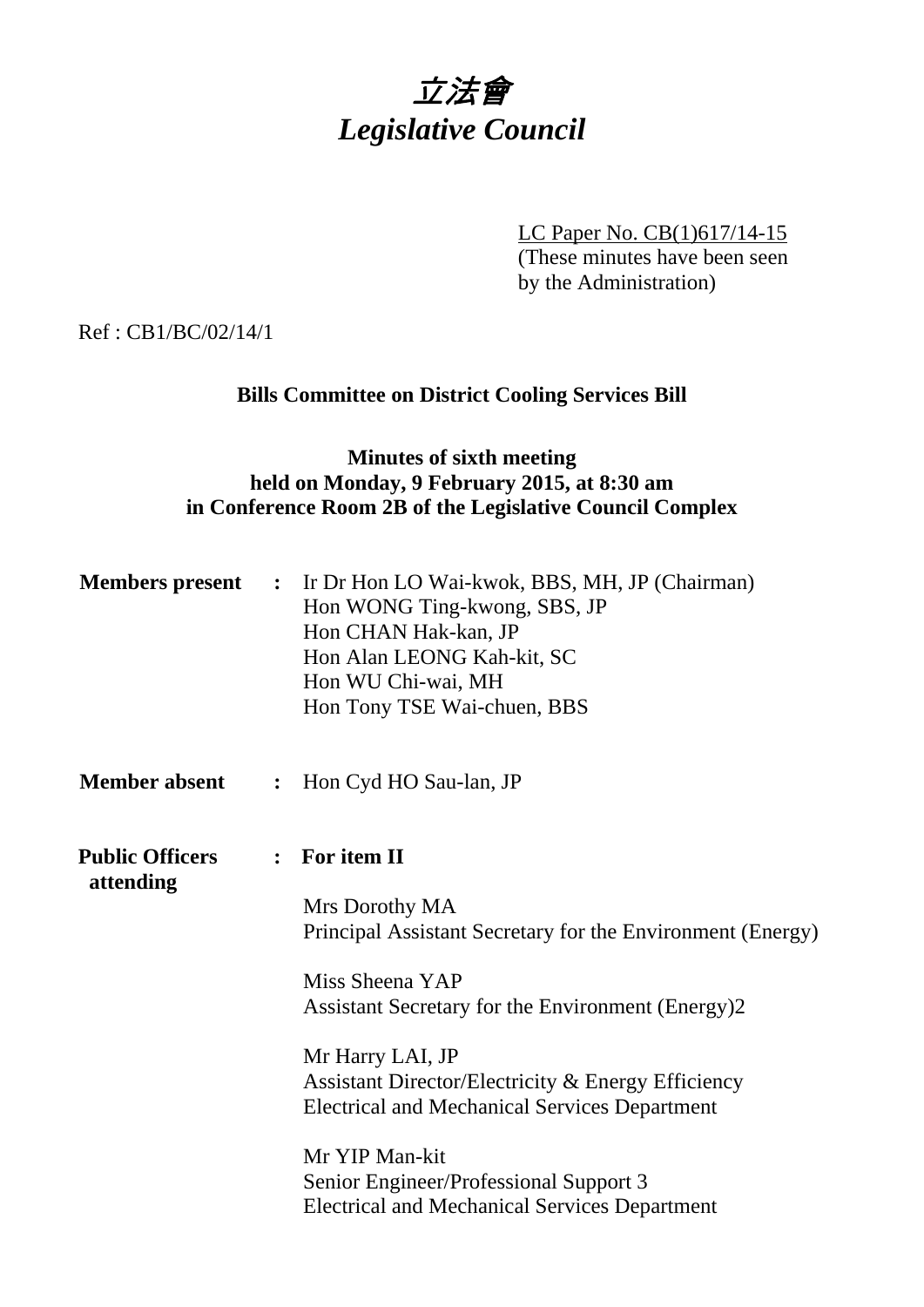# *立法會*
# *Legislative Council*

LC Paper No. CB(1)617/14-15
(These minutes have been seen by the Administration)

Ref : CB1/BC/02/14/1

**Bills Committee on District Cooling Services Bill**

**Minutes of sixth meeting**
**held on Monday, 9 February 2015, at 8:30 am**
**in Conference Room 2B of the Legislative Council Complex**

**Members present** : Ir Dr Hon LO Wai-kwok, BBS, MH, JP (Chairman)
Hon WONG Ting-kwong, SBS, JP
Hon CHAN Hak-kan, JP
Hon Alan LEONG Kah-kit, SC
Hon WU Chi-wai, MH
Hon Tony TSE Wai-chuen, BBS

**Member absent** : Hon Cyd HO Sau-lan, JP

**Public Officers attending** : **For item II**

Mrs Dorothy MA
Principal Assistant Secretary for the Environment (Energy)

Miss Sheena YAP
Assistant Secretary for the Environment (Energy)2

Mr Harry LAI, JP
Assistant Director/Electricity & Energy Efficiency
Electrical and Mechanical Services Department

Mr YIP Man-kit
Senior Engineer/Professional Support 3
Electrical and Mechanical Services Department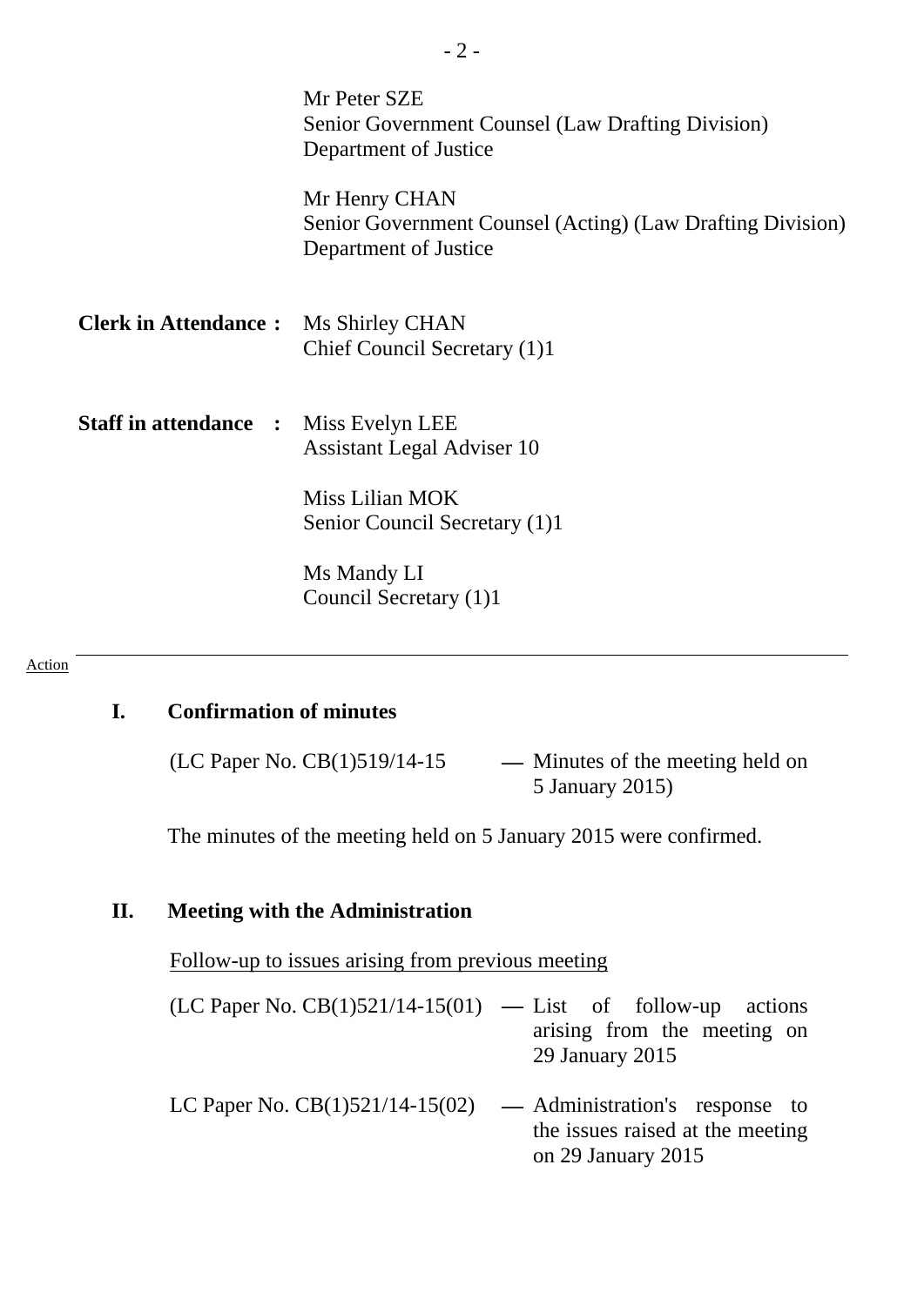Mr Peter SZE
Senior Government Counsel (Law Drafting Division)
Department of Justice

Mr Henry CHAN
Senior Government Counsel (Acting) (Law Drafting Division)
Department of Justice

**Clerk in Attendance :** Ms Shirley CHAN
Chief Council Secretary (1)1

**Staff in attendance :** Miss Evelyn LEE
Assistant Legal Adviser 10

Miss Lilian MOK
Senior Council Secretary (1)1

Ms Mandy LI
Council Secretary (1)1

---

Action

## I. Confirmation of minutes

(LC Paper No. CB(1)519/14-15 — Minutes of the meeting held on 5 January 2015)

The minutes of the meeting held on 5 January 2015 were confirmed.

## II. Meeting with the Administration

Follow-up to issues arising from previous meeting

(LC Paper No. CB(1)521/14-15(01) — List of follow-up actions arising from the meeting on 29 January 2015

LC Paper No. CB(1)521/14-15(02) — Administration's response to the issues raised at the meeting on 29 January 2015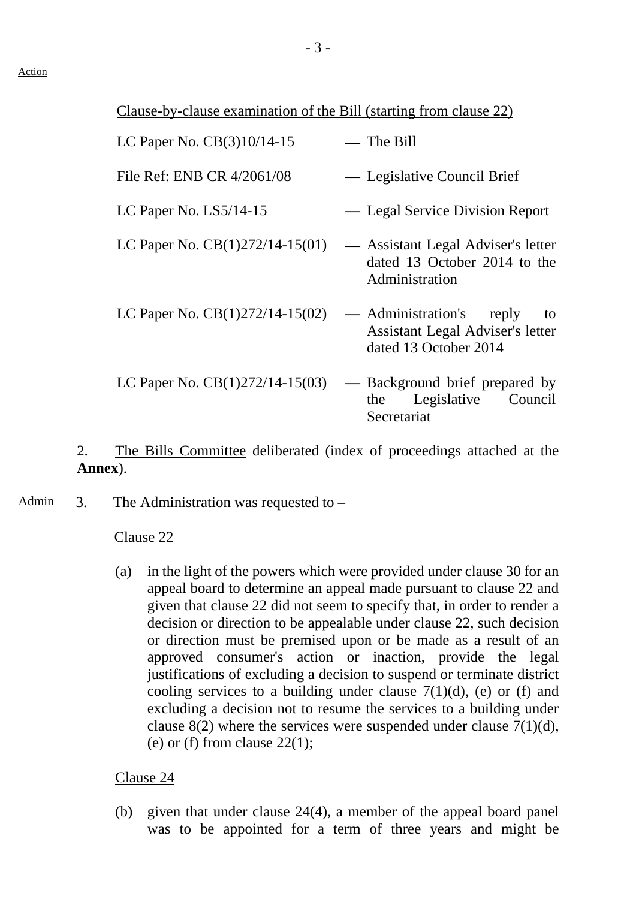Action

Clause-by-clause examination of the Bill (starting from clause 22)

| | | |
|---|---|---|
| LC Paper No. CB(3)10/14-15 | — | The Bill |
| File Ref: ENB CR 4/2061/08 | — | Legislative Council Brief |
| LC Paper No. LS5/14-15 | — | Legal Service Division Report |
| LC Paper No. CB(1)272/14-15(01) | — | Assistant Legal Adviser's letter dated 13 October 2014 to the Administration |
| LC Paper No. CB(1)272/14-15(02) | — | Administration's reply to Assistant Legal Adviser's letter dated 13 October 2014 |
| LC Paper No. CB(1)272/14-15(03) | — | Background brief prepared by the Legislative Council Secretariat |

2. The Bills Committee deliberated (index of proceedings attached at the **Annex**).

Admin 3. The Administration was requested to –

Clause 22

(a) in the light of the powers which were provided under clause 30 for an appeal board to determine an appeal made pursuant to clause 22 and given that clause 22 did not seem to specify that, in order to render a decision or direction to be appealable under clause 22, such decision or direction must be premised upon or be made as a result of an approved consumer's action or inaction, provide the legal justifications of excluding a decision to suspend or terminate district cooling services to a building under clause 7(1)(d), (e) or (f) and excluding a decision not to resume the services to a building under clause 8(2) where the services were suspended under clause 7(1)(d), (e) or (f) from clause 22(1);

Clause 24

(b) given that under clause 24(4), a member of the appeal board panel was to be appointed for a term of three years and might be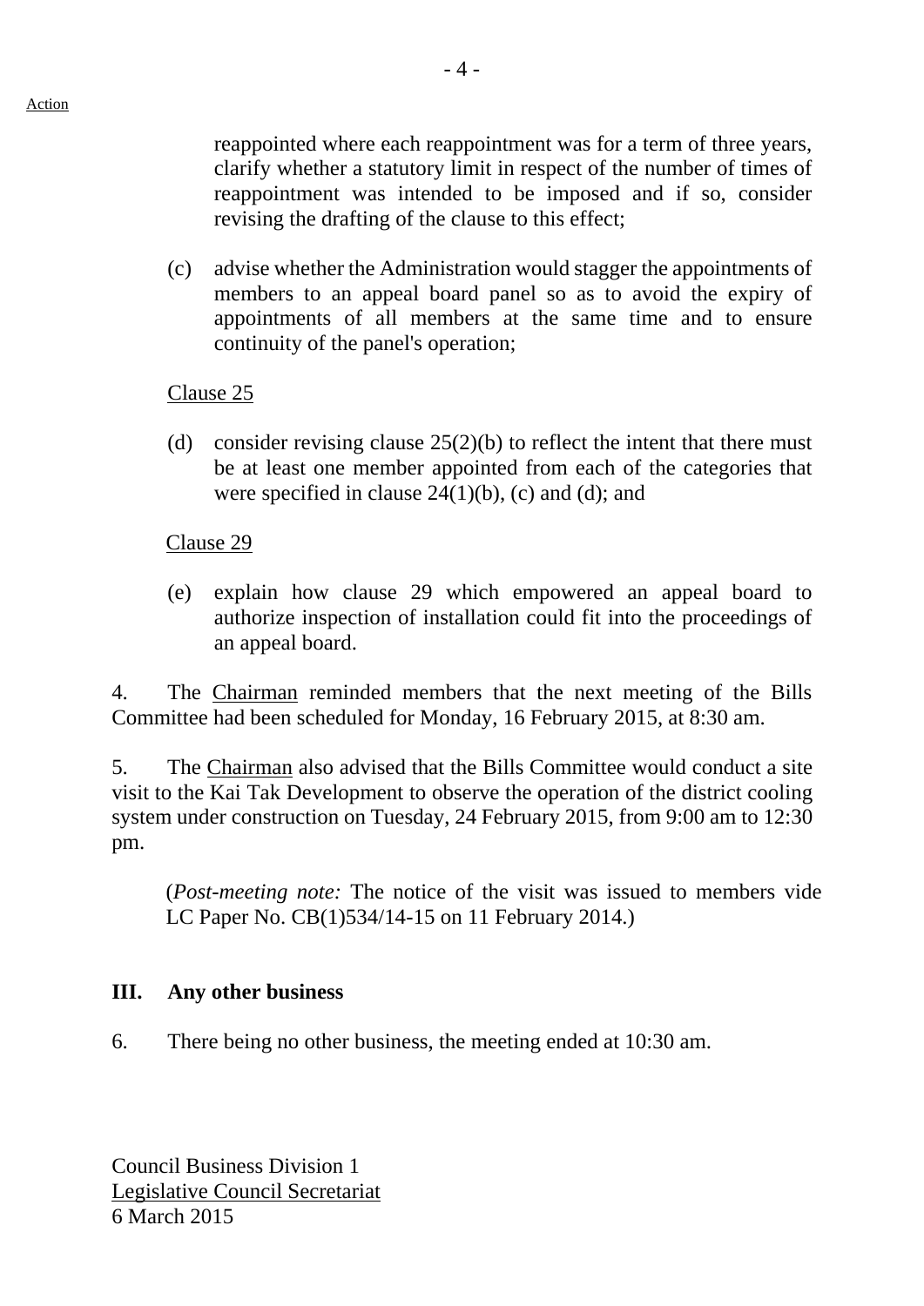Action

reappointed where each reappointment was for a term of three years, clarify whether a statutory limit in respect of the number of times of reappointment was intended to be imposed and if so, consider revising the drafting of the clause to this effect;

(c) advise whether the Administration would stagger the appointments of members to an appeal board panel so as to avoid the expiry of appointments of all members at the same time and to ensure continuity of the panel's operation;

Clause 25

(d) consider revising clause 25(2)(b) to reflect the intent that there must be at least one member appointed from each of the categories that were specified in clause 24(1)(b), (c) and (d); and

Clause 29

(e) explain how clause 29 which empowered an appeal board to authorize inspection of installation could fit into the proceedings of an appeal board.

4. The Chairman reminded members that the next meeting of the Bills Committee had been scheduled for Monday, 16 February 2015, at 8:30 am.

5. The Chairman also advised that the Bills Committee would conduct a site visit to the Kai Tak Development to observe the operation of the district cooling system under construction on Tuesday, 24 February 2015, from 9:00 am to 12:30 pm.

(*Post-meeting note:* The notice of the visit was issued to members vide LC Paper No. CB(1)534/14-15 on 11 February 2014.)

## III. Any other business

6. There being no other business, the meeting ended at 10:30 am.

Council Business Division 1
Legislative Council Secretariat
6 March 2015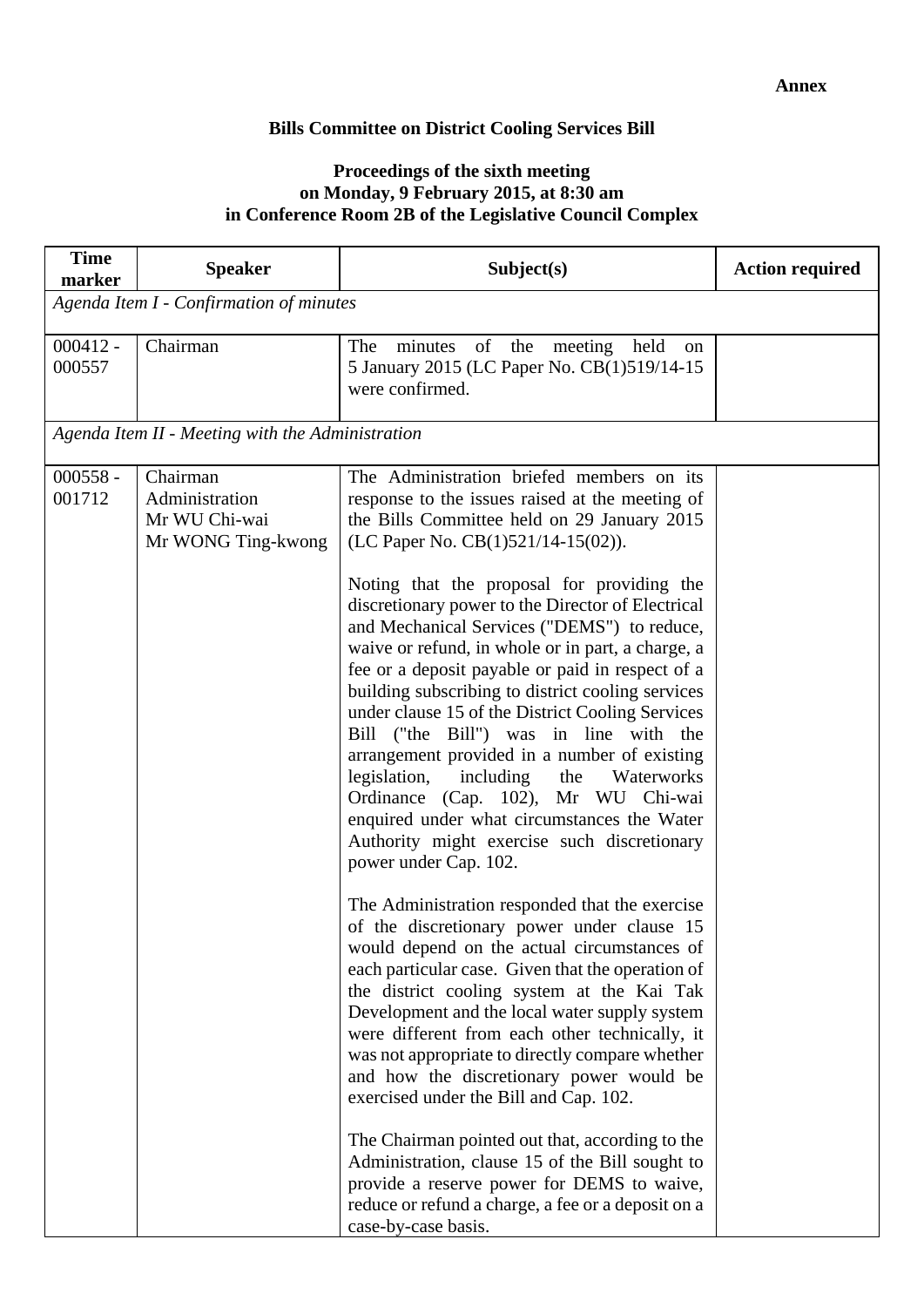**Annex**

## Bills Committee on District Cooling Services Bill

### Proceedings of the sixth meeting on Monday, 9 February 2015, at 8:30 am in Conference Room 2B of the Legislative Council Complex

| Time marker | Speaker | Subject(s) | Action required |
|---|---|---|---|
| *Agenda Item I - Confirmation of minutes* | | | |
| 000412 - 000557 | Chairman | The minutes of the meeting held on 5 January 2015 (LC Paper No. CB(1)519/14-15 were confirmed. | |
| *Agenda Item II - Meeting with the Administration* | | | |
| 000558 - 001712 | Chairman<br>Administration<br>Mr WU Chi-wai<br>Mr WONG Ting-kwong | The Administration briefed members on its response to the issues raised at the meeting of the Bills Committee held on 29 January 2015 (LC Paper No. CB(1)521/14-15(02)).<br><br>Noting that the proposal for providing the discretionary power to the Director of Electrical and Mechanical Services ("DEMS") to reduce, waive or refund, in whole or in part, a charge, a fee or a deposit payable or paid in respect of a building subscribing to district cooling services under clause 15 of the District Cooling Services Bill ("the Bill") was in line with the arrangement provided in a number of existing legislation, including the Waterworks Ordinance (Cap. 102), Mr WU Chi-wai enquired under what circumstances the Water Authority might exercise such discretionary power under Cap. 102.<br><br>The Administration responded that the exercise of the discretionary power under clause 15 would depend on the actual circumstances of each particular case. Given that the operation of the district cooling system at the Kai Tak Development and the local water supply system were different from each other technically, it was not appropriate to directly compare whether and how the discretionary power would be exercised under the Bill and Cap. 102.<br><br>The Chairman pointed out that, according to the Administration, clause 15 of the Bill sought to provide a reserve power for DEMS to waive, reduce or refund a charge, a fee or a deposit on a case-by-case basis. | |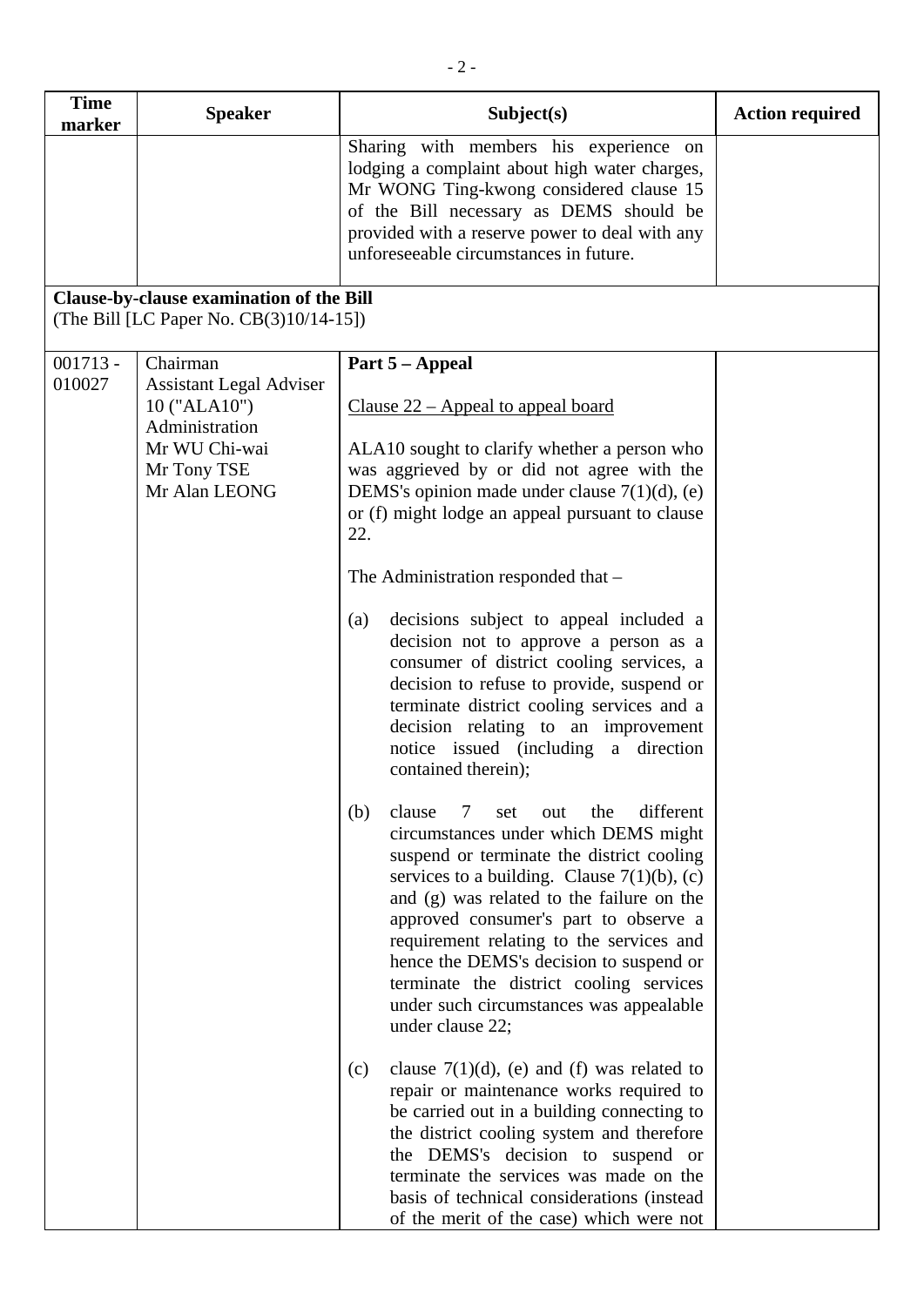| Time marker | Speaker | Subject(s) | Action required |
|---|---|---|---|
| | | Sharing with members his experience on lodging a complaint about high water charges, Mr WONG Ting-kwong considered clause 15 of the Bill necessary as DEMS should be provided with a reserve power to deal with any unforeseeable circumstances in future. | |
| **Clause-by-clause examination of the Bill**<br>(The Bill [LC Paper No. CB(3)10/14-15]) | | | |
| 001713 - 010027 | Chairman<br>Assistant Legal Adviser 10 ("ALA10")<br>Administration<br>Mr WU Chi-wai<br>Mr Tony TSE<br>Mr Alan LEONG | **Part 5 – Appeal**<br><br>Clause 22 – Appeal to appeal board<br><br>ALA10 sought to clarify whether a person who was aggrieved by or did not agree with the DEMS's opinion made under clause 7(1)(d), (e) or (f) might lodge an appeal pursuant to clause 22.<br><br>The Administration responded that –<br><br>(a) decisions subject to appeal included a decision not to approve a person as a consumer of district cooling services, a decision to refuse to provide, suspend or terminate district cooling services and a decision relating to an improvement notice issued (including a direction contained therein);<br><br>(b) clause 7 set out the different circumstances under which DEMS might suspend or terminate the district cooling services to a building. Clause 7(1)(b), (c) and (g) was related to the failure on the approved consumer's part to observe a requirement relating to the services and hence the DEMS's decision to suspend or terminate the district cooling services under such circumstances was appealable under clause 22;<br><br>(c) clause 7(1)(d), (e) and (f) was related to repair or maintenance works required to be carried out in a building connecting to the district cooling system and therefore the DEMS's decision to suspend or terminate the services was made on the basis of technical considerations (instead of the merit of the case) which were not | |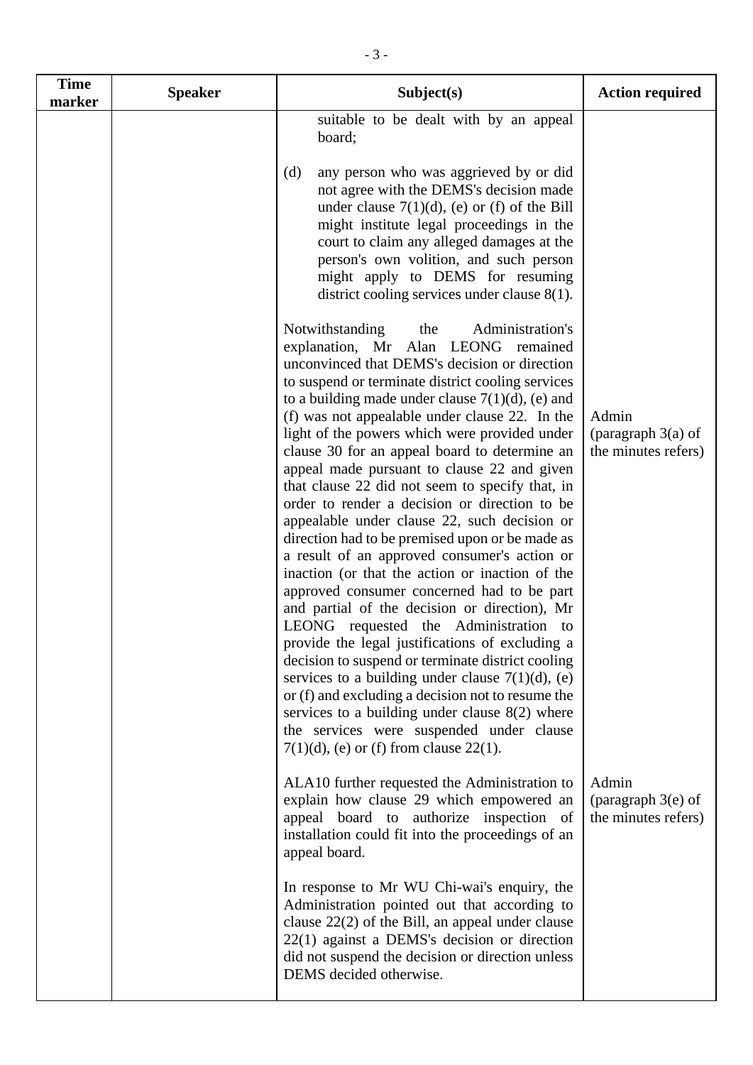| Time marker | Speaker | Subject(s) | Action required |
|---|---|---|---|
| | | suitable to be dealt with by an appeal board;<br><br>(d) any person who was aggrieved by or did not agree with the DEMS's decision made under clause 7(1)(d), (e) or (f) of the Bill might institute legal proceedings in the court to claim any alleged damages at the person's own volition, and such person might apply to DEMS for resuming district cooling services under clause 8(1). | |
| | | Notwithstanding the Administration's explanation, Mr Alan LEONG remained unconvinced that DEMS's decision or direction to suspend or terminate district cooling services to a building made under clause 7(1)(d), (e) and (f) was not appealable under clause 22. In the light of the powers which were provided under clause 30 for an appeal board to determine an appeal made pursuant to clause 22 and given that clause 22 did not seem to specify that, in order to render a decision or direction to be appealable under clause 22, such decision or direction had to be premised upon or be made as a result of an approved consumer's action or inaction (or that the action or inaction of the approved consumer concerned had to be part and partial of the decision or direction), Mr LEONG requested the Administration to provide the legal justifications of excluding a decision to suspend or terminate district cooling services to a building under clause 7(1)(d), (e) or (f) and excluding a decision not to resume the services to a building under clause 8(2) where the services were suspended under clause 7(1)(d), (e) or (f) from clause 22(1). | Admin (paragraph 3(a) of the minutes refers) |
| | | ALA10 further requested the Administration to explain how clause 29 which empowered an appeal board to authorize inspection of installation could fit into the proceedings of an appeal board. | Admin (paragraph 3(e) of the minutes refers) |
| | | In response to Mr WU Chi-wai's enquiry, the Administration pointed out that according to clause 22(2) of the Bill, an appeal under clause 22(1) against a DEMS's decision or direction did not suspend the decision or direction unless DEMS decided otherwise. | |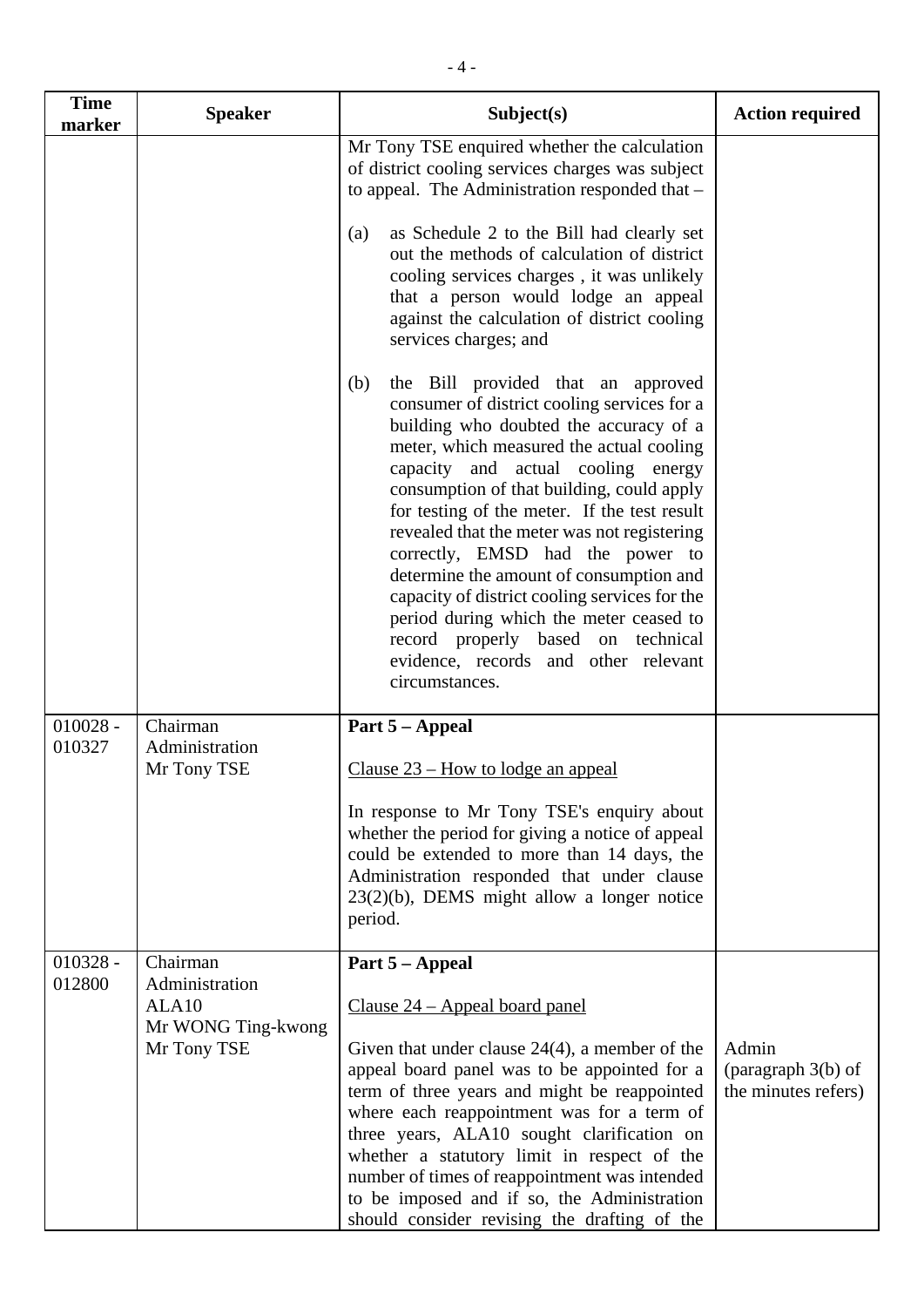| Time marker | Speaker | Subject(s) | Action required |
|---|---|---|---|
| | | Mr Tony TSE enquired whether the calculation of district cooling services charges was subject to appeal. The Administration responded that –<br><br>(a) as Schedule 2 to the Bill had clearly set out the methods of calculation of district cooling services charges , it was unlikely that a person would lodge an appeal against the calculation of district cooling services charges; and<br><br>(b) the Bill provided that an approved consumer of district cooling services for a building who doubted the accuracy of a meter, which measured the actual cooling capacity and actual cooling energy consumption of that building, could apply for testing of the meter. If the test result revealed that the meter was not registering correctly, EMSD had the power to determine the amount of consumption and capacity of district cooling services for the period during which the meter ceased to record properly based on technical evidence, records and other relevant circumstances. | |
| 010028 - 010327 | Chairman<br>Administration<br>Mr Tony TSE | **Part 5 – Appeal**<br><br>Clause 23 – How to lodge an appeal<br><br>In response to Mr Tony TSE's enquiry about whether the period for giving a notice of appeal could be extended to more than 14 days, the Administration responded that under clause 23(2)(b), DEMS might allow a longer notice period. | |
| 010328 - 012800 | Chairman<br>Administration<br>ALA10<br>Mr WONG Ting-kwong<br>Mr Tony TSE | **Part 5 – Appeal**<br><br>Clause 24 – Appeal board panel<br><br>Given that under clause 24(4), a member of the appeal board panel was to be appointed for a term of three years and might be reappointed where each reappointment was for a term of three years, ALA10 sought clarification on whether a statutory limit in respect of the number of times of reappointment was intended to be imposed and if so, the Administration should consider revising the drafting of the | Admin (paragraph 3(b) of the minutes refers) |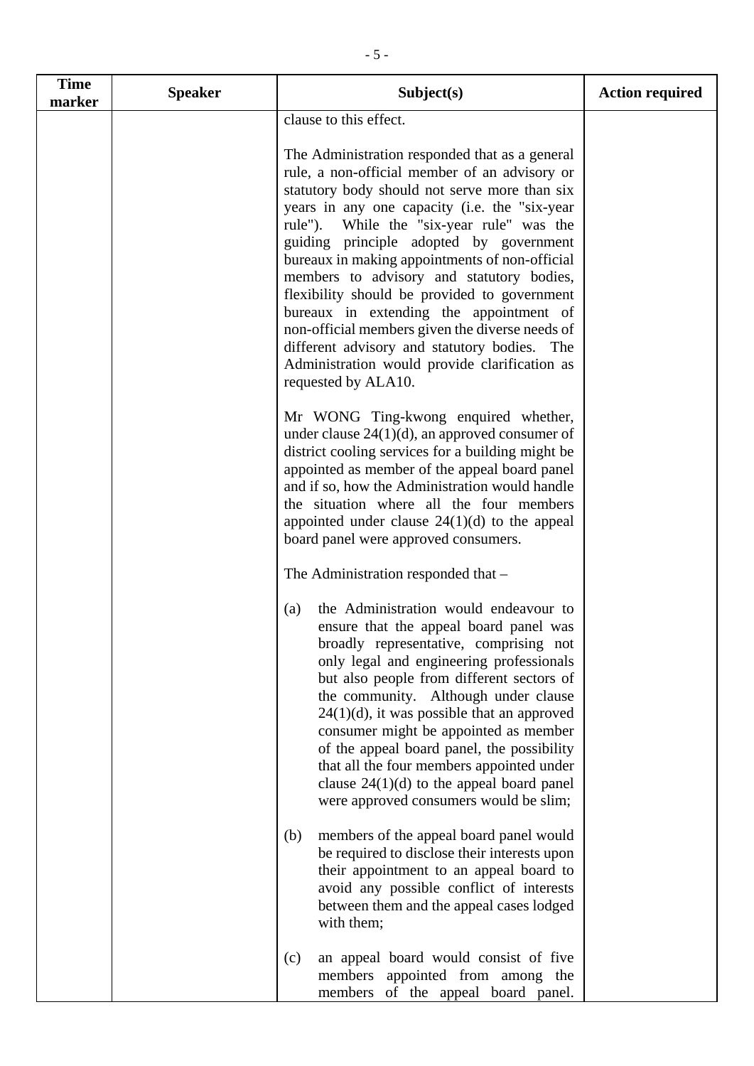| Time marker | Speaker | Subject(s) | Action required |
|---|---|---|---|
| | | clause to this effect.<br><br>The Administration responded that as a general rule, a non-official member of an advisory or statutory body should not serve more than six years in any one capacity (i.e. the "six-year rule"). While the "six-year rule" was the guiding principle adopted by government bureaux in making appointments of non-official members to advisory and statutory bodies, flexibility should be provided to government bureaux in extending the appointment of non-official members given the diverse needs of different advisory and statutory bodies. The Administration would provide clarification as requested by ALA10.<br><br>Mr WONG Ting-kwong enquired whether, under clause 24(1)(d), an approved consumer of district cooling services for a building might be appointed as member of the appeal board panel and if so, how the Administration would handle the situation where all the four members appointed under clause 24(1)(d) to the appeal board panel were approved consumers.<br><br>The Administration responded that –<br><br>(a) the Administration would endeavour to ensure that the appeal board panel was broadly representative, comprising not only legal and engineering professionals but also people from different sectors of the community. Although under clause 24(1)(d), it was possible that an approved consumer might be appointed as member of the appeal board panel, the possibility that all the four members appointed under clause 24(1)(d) to the appeal board panel were approved consumers would be slim;<br><br>(b) members of the appeal board panel would be required to disclose their interests upon their appointment to an appeal board to avoid any possible conflict of interests between them and the appeal cases lodged with them;<br><br>(c) an appeal board would consist of five members appointed from among the members of the appeal board panel. | |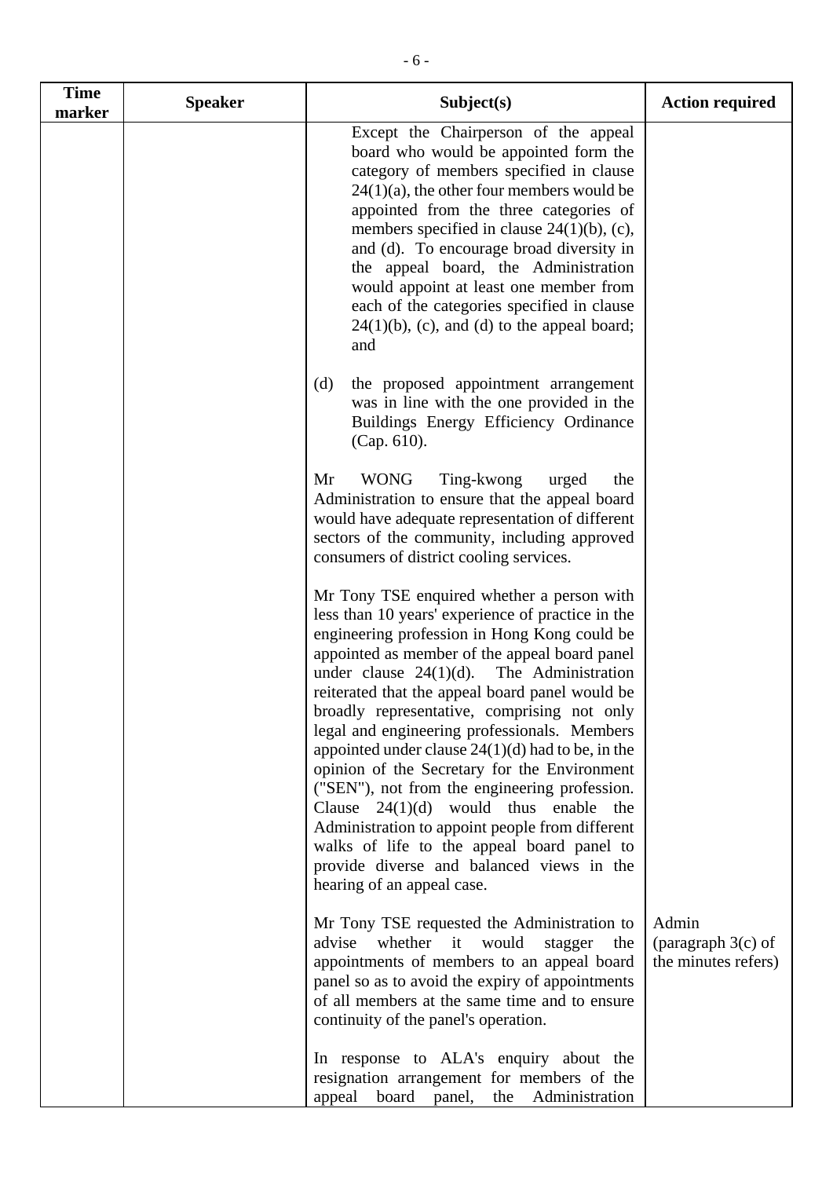| Time marker | Speaker | Subject(s) | Action required |
|---|---|---|---|
| | | Except the Chairperson of the appeal board who would be appointed form the category of members specified in clause 24(1)(a), the other four members would be appointed from the three categories of members specified in clause 24(1)(b), (c), and (d). To encourage broad diversity in the appeal board, the Administration would appoint at least one member from each of the categories specified in clause 24(1)(b), (c), and (d) to the appeal board; and<br><br>(d) the proposed appointment arrangement was in line with the one provided in the Buildings Energy Efficiency Ordinance (Cap. 610).<br><br>Mr WONG Ting-kwong urged the Administration to ensure that the appeal board would have adequate representation of different sectors of the community, including approved consumers of district cooling services.<br><br>Mr Tony TSE enquired whether a person with less than 10 years' experience of practice in the engineering profession in Hong Kong could be appointed as member of the appeal board panel under clause 24(1)(d). The Administration reiterated that the appeal board panel would be broadly representative, comprising not only legal and engineering professionals. Members appointed under clause 24(1)(d) had to be, in the opinion of the Secretary for the Environment ("SEN"), not from the engineering profession. Clause 24(1)(d) would thus enable the Administration to appoint people from different walks of life to the appeal board panel to provide diverse and balanced views in the hearing of an appeal case. | |
| | | Mr Tony TSE requested the Administration to advise whether it would stagger the appointments of members to an appeal board panel so as to avoid the expiry of appointments of all members at the same time and to ensure continuity of the panel's operation. | Admin (paragraph 3(c) of the minutes refers) |
| | | In response to ALA's enquiry about the resignation arrangement for members of the appeal board panel, the Administration | |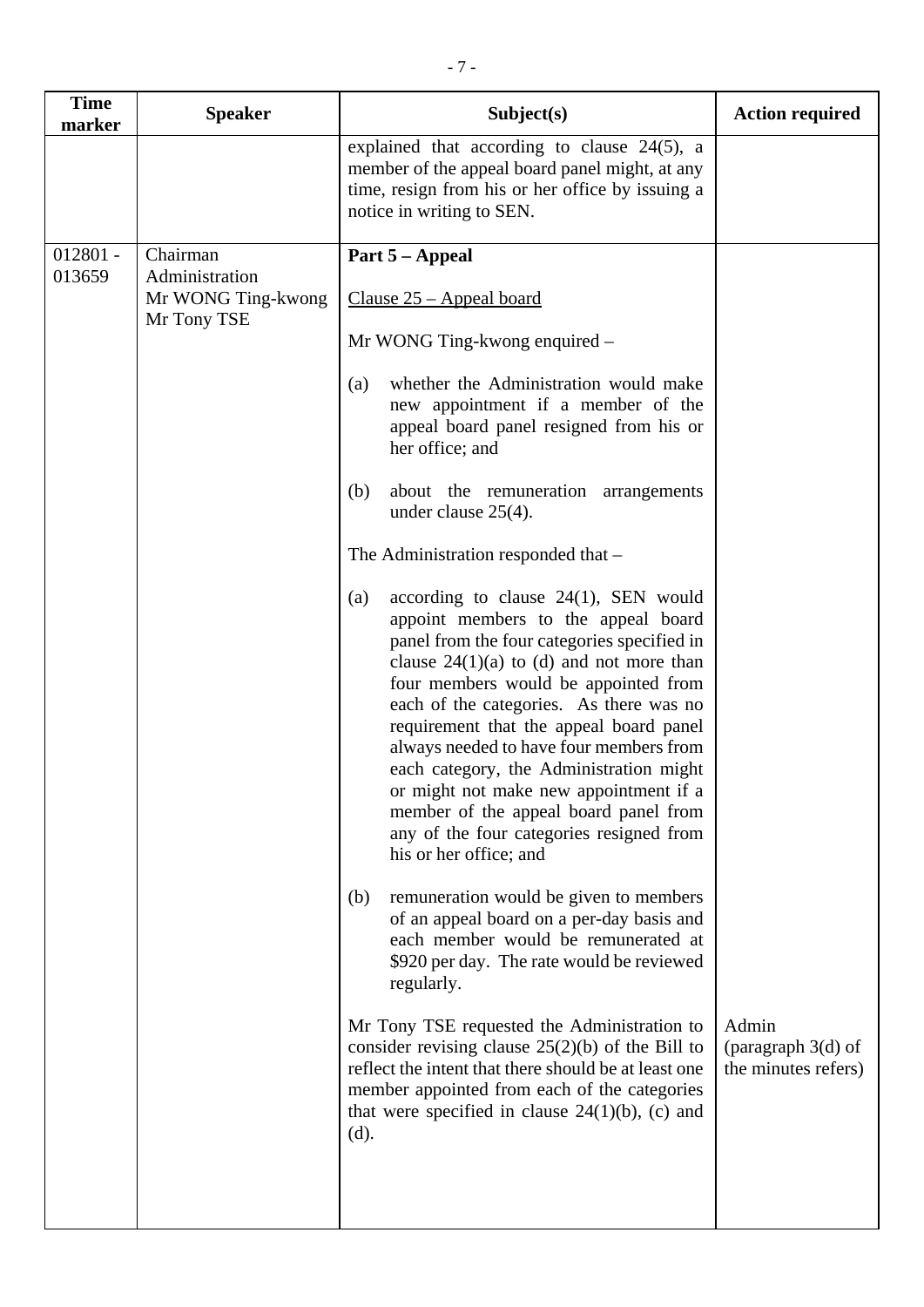| Time marker | Speaker | Subject(s) | Action required |
|---|---|---|---|
| | | explained that according to clause 24(5), a member of the appeal board panel might, at any time, resign from his or her office by issuing a notice in writing to SEN. | |
| 012801 - 013659 | Chairman<br>Administration<br>Mr WONG Ting-kwong<br>Mr Tony TSE | **Part 5 – Appeal**<br><br><u>Clause 25 – Appeal board</u><br><br>Mr WONG Ting-kwong enquired –<br><br>(a) whether the Administration would make new appointment if a member of the appeal board panel resigned from his or her office; and<br><br>(b) about the remuneration arrangements under clause 25(4).<br><br>The Administration responded that –<br><br>(a) according to clause 24(1), SEN would appoint members to the appeal board panel from the four categories specified in clause 24(1)(a) to (d) and not more than four members would be appointed from each of the categories. As there was no requirement that the appeal board panel always needed to have four members from each category, the Administration might or might not make new appointment if a member of the appeal board panel from any of the four categories resigned from his or her office; and<br><br>(b) remuneration would be given to members of an appeal board on a per-day basis and each member would be remunerated at \$920 per day. The rate would be reviewed regularly.<br><br>Mr Tony TSE requested the Administration to consider revising clause 25(2)(b) of the Bill to reflect the intent that there should be at least one member appointed from each of the categories that were specified in clause 24(1)(b), (c) and (d). | Admin (paragraph 3(d) of the minutes refers) |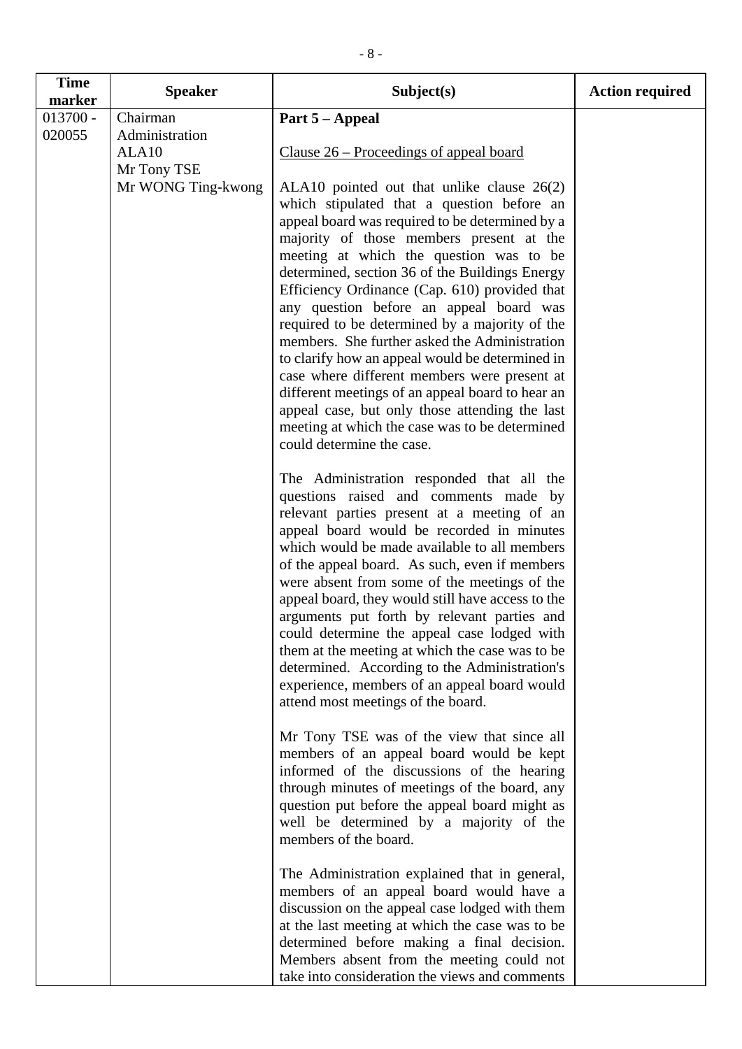| Time marker | Speaker | Subject(s) | Action required |
|---|---|---|---|
| 013700 - 020055 | Chairman<br>Administration<br>ALA10<br>Mr Tony TSE<br>Mr WONG Ting-kwong | **Part 5 – Appeal**<br><br><u>Clause 26 – Proceedings of appeal board</u><br><br>ALA10 pointed out that unlike clause 26(2) which stipulated that a question before an appeal board was required to be determined by a majority of those members present at the meeting at which the question was to be determined, section 36 of the Buildings Energy Efficiency Ordinance (Cap. 610) provided that any question before an appeal board was required to be determined by a majority of the members. She further asked the Administration to clarify how an appeal would be determined in case where different members were present at different meetings of an appeal board to hear an appeal case, but only those attending the last meeting at which the case was to be determined could determine the case.<br><br>The Administration responded that all the questions raised and comments made by relevant parties present at a meeting of an appeal board would be recorded in minutes which would be made available to all members of the appeal board. As such, even if members were absent from some of the meetings of the appeal board, they would still have access to the arguments put forth by relevant parties and could determine the appeal case lodged with them at the meeting at which the case was to be determined. According to the Administration's experience, members of an appeal board would attend most meetings of the board.<br><br>Mr Tony TSE was of the view that since all members of an appeal board would be kept informed of the discussions of the hearing through minutes of meetings of the board, any question put before the appeal board might as well be determined by a majority of the members of the board.<br><br>The Administration explained that in general, members of an appeal board would have a discussion on the appeal case lodged with them at the last meeting at which the case was to be determined before making a final decision. Members absent from the meeting could not take into consideration the views and comments | |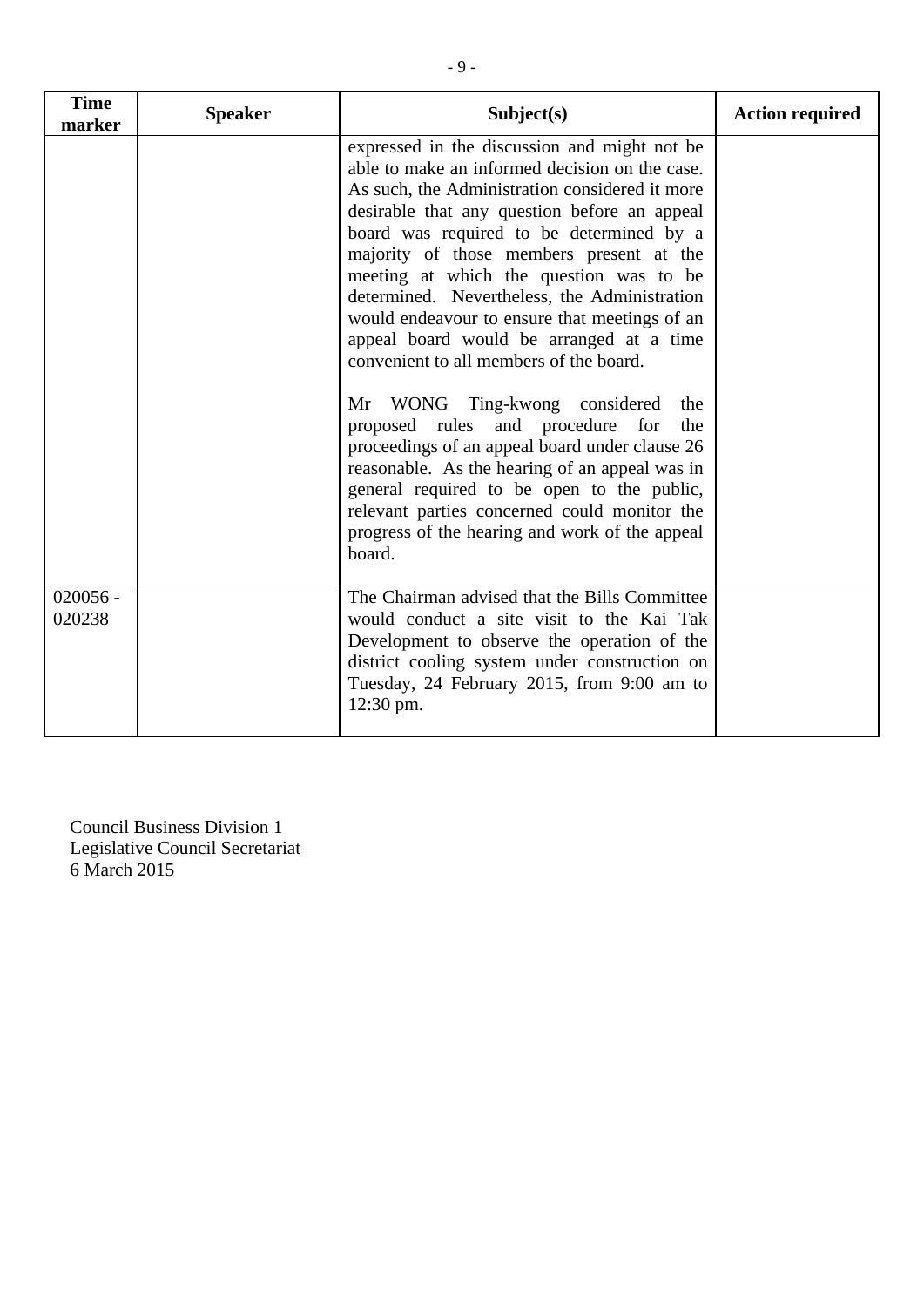| Time marker | Speaker | Subject(s) | Action required |
| --- | --- | --- | --- |
| | | expressed in the discussion and might not be able to make an informed decision on the case. As such, the Administration considered it more desirable that any question before an appeal board was required to be determined by a majority of those members present at the meeting at which the question was to be determined. Nevertheless, the Administration would endeavour to ensure that meetings of an appeal board would be arranged at a time convenient to all members of the board.<br><br>Mr WONG Ting-kwong considered the proposed rules and procedure for the proceedings of an appeal board under clause 26 reasonable. As the hearing of an appeal was in general required to be open to the public, relevant parties concerned could monitor the progress of the hearing and work of the appeal board. | |
| 020056 - 020238 | | The Chairman advised that the Bills Committee would conduct a site visit to the Kai Tak Development to observe the operation of the district cooling system under construction on Tuesday, 24 February 2015, from 9:00 am to 12:30 pm. | |

Council Business Division 1
Legislative Council Secretariat
6 March 2015